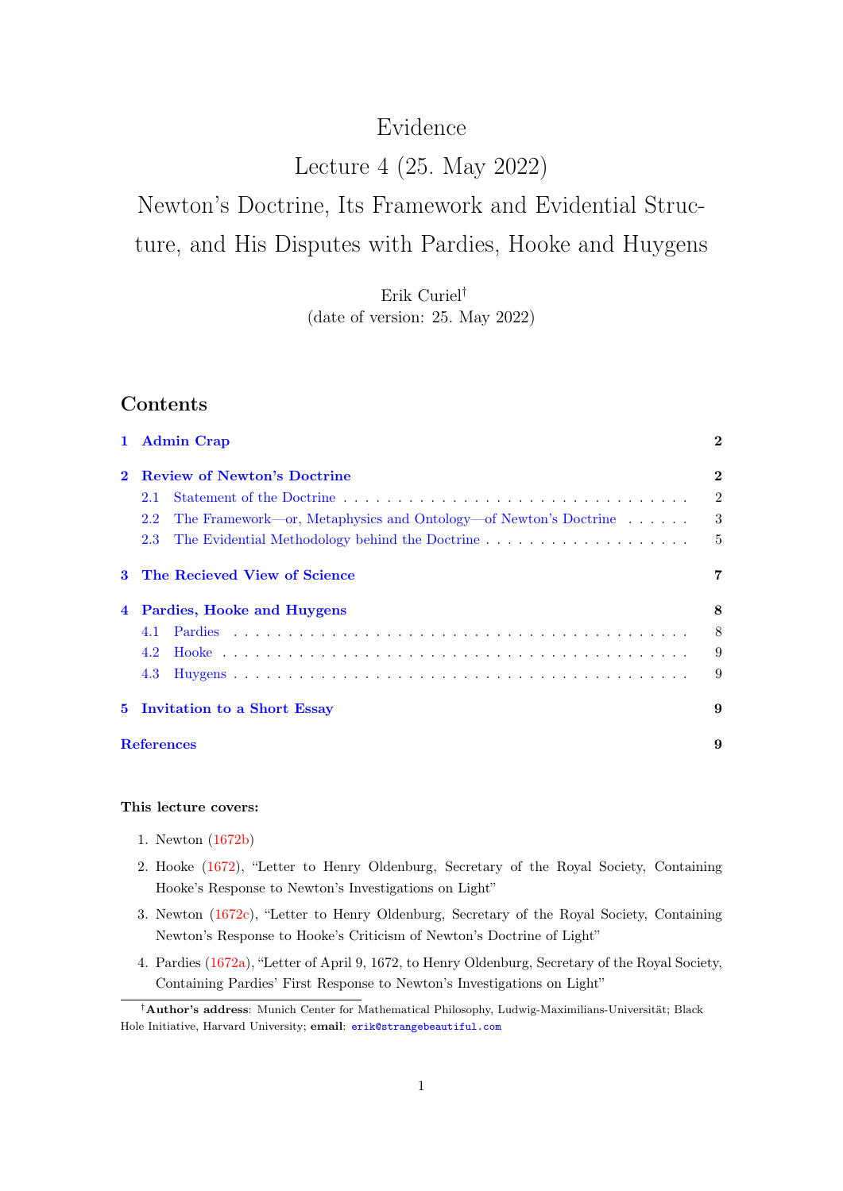# Evidence

# Lecture 4 (25. May 2022)

# Newton's Doctrine, Its Framework and Evidential Structure, and His Disputes with Pardies, Hooke and Huygens

Erik Curiel[†]

(date of version: 25. May 2022)

## Contents

1 Admin Crap 2

2 Review of Newton's Doctrine 2
- 2.1 Statement of the Doctrine 2
- 2.2 The Framework—or, Metaphysics and Ontology—of Newton's Doctrine 3
- 2.3 The Evidential Methodology behind the Doctrine 5

3 The Recieved View of Science 7

4 Pardies, Hooke and Huygens 8
- 4.1 Pardies 8
- 4.2 Hooke 9
- 4.3 Huygens 9

5 Invitation to a Short Essay 9

References 9

**This lecture covers:**

1. Newton (1672b)
2. Hooke (1672), "Letter to Henry Oldenburg, Secretary of the Royal Society, Containing Hooke's Response to Newton's Investigations on Light"
3. Newton (1672c), "Letter to Henry Oldenburg, Secretary of the Royal Society, Containing Newton's Response to Hooke's Criticism of Newton's Doctrine of Light"
4. Pardies (1672a), "Letter of April 9, 1672, to Henry Oldenburg, Secretary of the Royal Society, Containing Pardies' First Response to Newton's Investigations on Light"

---

[†] **Author's address**: Munich Center for Mathematical Philosophy, Ludwig-Maximilians-Universität; Black Hole Initiative, Harvard University; **email**: erik@strangebeautiful.com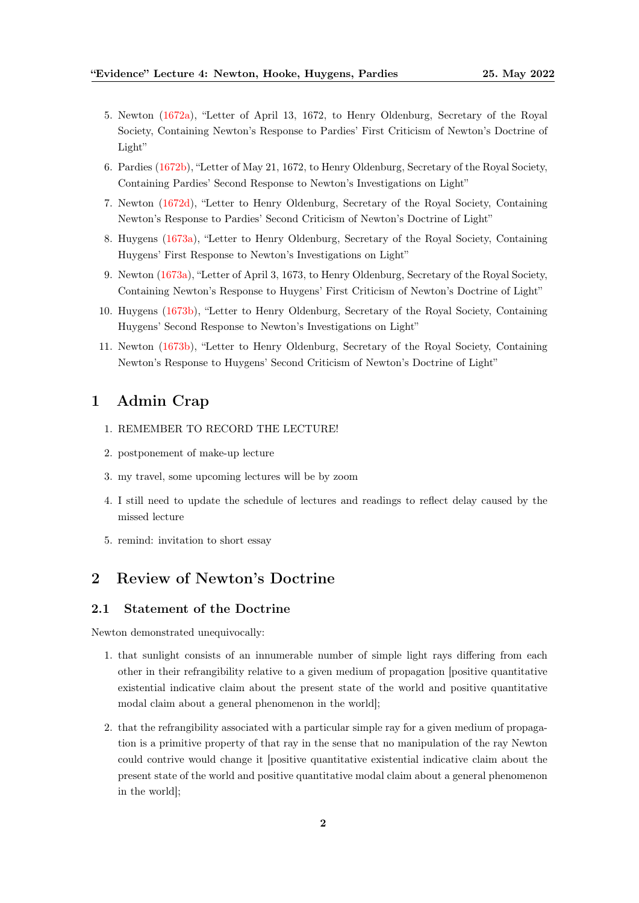5. Newton (1672a), “Letter of April 13, 1672, to Henry Oldenburg, Secretary of the Royal Society, Containing Newton’s Response to Pardies’ First Criticism of Newton’s Doctrine of Light”
6. Pardies (1672b), “Letter of May 21, 1672, to Henry Oldenburg, Secretary of the Royal Society, Containing Pardies’ Second Response to Newton’s Investigations on Light”
7. Newton (1672d), “Letter to Henry Oldenburg, Secretary of the Royal Society, Containing Newton’s Response to Pardies’ Second Criticism of Newton’s Doctrine of Light”
8. Huygens (1673a), “Letter to Henry Oldenburg, Secretary of the Royal Society, Containing Huygens’ First Response to Newton’s Investigations on Light”
9. Newton (1673a), “Letter of April 3, 1673, to Henry Oldenburg, Secretary of the Royal Society, Containing Newton’s Response to Huygens’ First Criticism of Newton’s Doctrine of Light”
10. Huygens (1673b), “Letter to Henry Oldenburg, Secretary of the Royal Society, Containing Huygens’ Second Response to Newton’s Investigations on Light”
11. Newton (1673b), “Letter to Henry Oldenburg, Secretary of the Royal Society, Containing Newton’s Response to Huygens’ Second Criticism of Newton’s Doctrine of Light”

# 1 Admin Crap

1. REMEMBER TO RECORD THE LECTURE!
2. postponement of make-up lecture
3. my travel, some upcoming lectures will be by zoom
4. I still need to update the schedule of lectures and readings to reflect delay caused by the missed lecture
5. remind: invitation to short essay

# 2 Review of Newton’s Doctrine

## 2.1 Statement of the Doctrine

Newton demonstrated unequivocally:

1. that sunlight consists of an innumerable number of simple light rays differing from each other in their refrangibility relative to a given medium of propagation [positive quantitative existential indicative claim about the present state of the world and positive quantitative modal claim about a general phenomenon in the world];
2. that the refrangibility associated with a particular simple ray for a given medium of propagation is a primitive property of that ray in the sense that no manipulation of the ray Newton could contrive would change it [positive quantitative existential indicative claim about the present state of the world and positive quantitative modal claim about a general phenomenon in the world];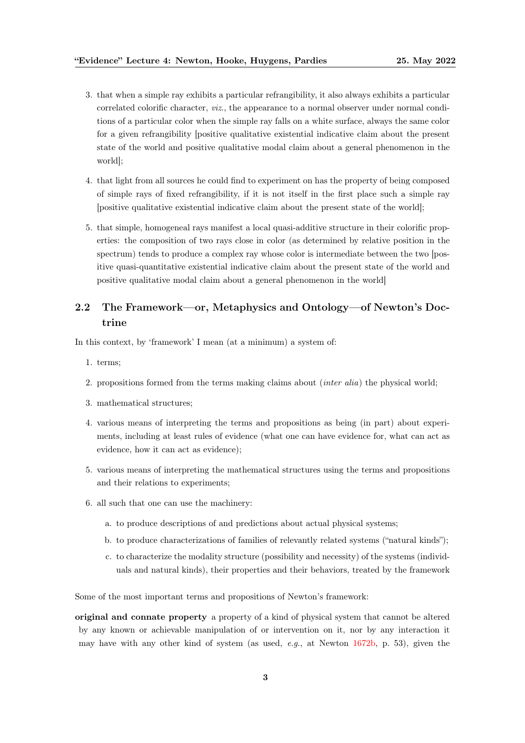3. that when a simple ray exhibits a particular refrangibility, it also always exhibits a particular correlated colorific character, *viz.*, the appearance to a normal observer under normal conditions of a particular color when the simple ray falls on a white surface, always the same color for a given refrangibility [positive qualitative existential indicative claim about the present state of the world and positive qualitative modal claim about a general phenomenon in the world];

4. that light from all sources he could find to experiment on has the property of being composed of simple rays of fixed refrangibility, if it is not itself in the first place such a simple ray [positive qualitative existential indicative claim about the present state of the world];

5. that simple, homogeneal rays manifest a local quasi-additive structure in their colorific properties: the composition of two rays close in color (as determined by relative position in the spectrum) tends to produce a complex ray whose color is intermediate between the two [positive quasi-quantitative existential indicative claim about the present state of the world and positive qualitative modal claim about a general phenomenon in the world]

## 2.2 The Framework—or, Metaphysics and Ontology—of Newton's Doctrine

In this context, by 'framework' I mean (at a minimum) a system of:

1. terms;
2. propositions formed from the terms making claims about (*inter alia*) the physical world;
3. mathematical structures;
4. various means of interpreting the terms and propositions as being (in part) about experiments, including at least rules of evidence (what one can have evidence for, what can act as evidence, how it can act as evidence);
5. various means of interpreting the mathematical structures using the terms and propositions and their relations to experiments;
6. all such that one can use the machinery:
   a. to produce descriptions of and predictions about actual physical systems;
   b. to produce characterizations of families of relevantly related systems ("natural kinds");
   c. to characterize the modality structure (possibility and necessity) of the systems (individuals and natural kinds), their properties and their behaviors, treated by the framework

Some of the most important terms and propositions of Newton's framework:

**original and connate property** a property of a kind of physical system that cannot be altered by any known or achievable manipulation of or intervention on it, nor by any interaction it may have with any other kind of system (as used, *e.g.*, at Newton 1672b, p. 53), given the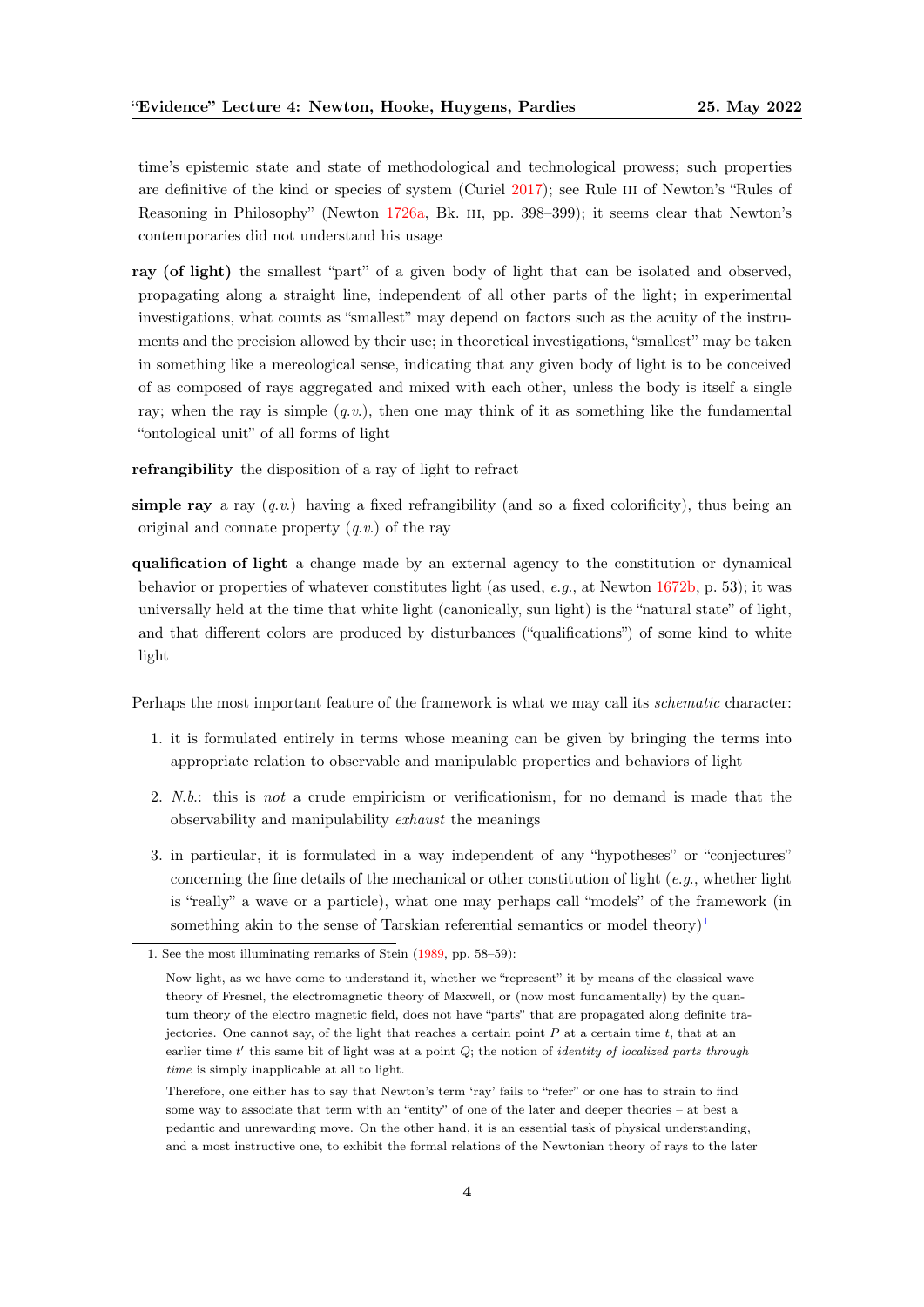time's epistemic state and state of methodological and technological prowess; such properties are definitive of the kind or species of system (Curiel 2017); see Rule III of Newton's "Rules of Reasoning in Philosophy" (Newton 1726a, Bk. III, pp. 398–399); it seems clear that Newton's contemporaries did not understand his usage

**ray (of light)** the smallest "part" of a given body of light that can be isolated and observed, propagating along a straight line, independent of all other parts of the light; in experimental investigations, what counts as "smallest" may depend on factors such as the acuity of the instruments and the precision allowed by their use; in theoretical investigations, "smallest" may be taken in something like a mereological sense, indicating that any given body of light is to be conceived of as composed of rays aggregated and mixed with each other, unless the body is itself a single ray; when the ray is simple (*q.v.*), then one may think of it as something like the fundamental "ontological unit" of all forms of light

**refrangibility** the disposition of a ray of light to refract

**simple ray** a ray (*q.v.*) having a fixed refrangibility (and so a fixed colorificity), thus being an original and connate property (*q.v.*) of the ray

**qualification of light** a change made by an external agency to the constitution or dynamical behavior or properties of whatever constitutes light (as used, *e.g.*, at Newton 1672b, p. 53); it was universally held at the time that white light (canonically, sun light) is the "natural state" of light, and that different colors are produced by disturbances ("qualifications") of some kind to white light

Perhaps the most important feature of the framework is what we may call its *schematic* character:

1. it is formulated entirely in terms whose meaning can be given by bringing the terms into appropriate relation to observable and manipulable properties and behaviors of light
2. *N.b.*: this is *not* a crude empiricism or verificationism, for no demand is made that the observability and manipulability *exhaust* the meanings
3. in particular, it is formulated in a way independent of any "hypotheses" or "conjectures" concerning the fine details of the mechanical or other constitution of light (*e.g.*, whether light is "really" a wave or a particle), what one may perhaps call "models" of the framework (in something akin to the sense of Tarskian referential semantics or model theory)[1]

---

1. See the most illuminating remarks of Stein (1989, pp. 58–59):

> Now light, as we have come to understand it, whether we "represent" it by means of the classical wave theory of Fresnel, the electromagnetic theory of Maxwell, or (now most fundamentally) by the quantum theory of the electro magnetic field, does not have "parts" that are propagated along definite trajectories. One cannot say, of the light that reaches a certain point $P$ at a certain time $t$, that at an earlier time $t'$ this same bit of light was at a point $Q$; the notion of *identity of localized parts through time* is simply inapplicable at all to light.
>
> Therefore, one either has to say that Newton's term 'ray' fails to "refer" or one has to strain to find some way to associate that term with an "entity" of one of the later and deeper theories – at best a pedantic and unrewarding move. On the other hand, it is an essential task of physical understanding, and a most instructive one, to exhibit the formal relations of the Newtonian theory of rays to the later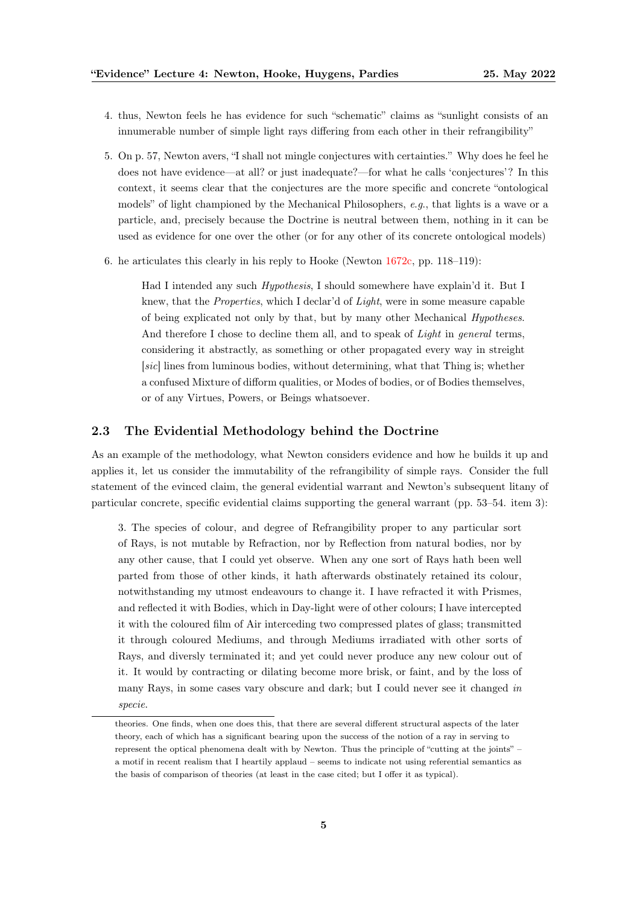4. thus, Newton feels he has evidence for such "schematic" claims as "sunlight consists of an innumerable number of simple light rays differing from each other in their refrangibility"

5. On p. 57, Newton avers, "I shall not mingle conjectures with certainties." Why does he feel he does not have evidence—at all? or just inadequate?—for what he calls 'conjectures'? In this context, it seems clear that the conjectures are the more specific and concrete "ontological models" of light championed by the Mechanical Philosophers, *e.g.*, that lights is a wave or a particle, and, precisely because the Doctrine is neutral between them, nothing in it can be used as evidence for one over the other (or for any other of its concrete ontological models)

6. he articulates this clearly in his reply to Hooke (Newton 1672c, pp. 118–119):

> Had I intended any such *Hypothesis*, I should somewhere have explain'd it. But I knew, that the *Properties*, which I declar'd of *Light*, were in some measure capable of being explicated not only by that, but by many other Mechanical *Hypotheses*. And therefore I chose to decline them all, and to speak of *Light* in *general* terms, considering it abstractly, as something or other propagated every way in streight [*sic*] lines from luminous bodies, without determining, what that Thing is; whether a confused Mixture of difform qualities, or Modes of bodies, or of Bodies themselves, or of any Virtues, Powers, or Beings whatsoever.

## 2.3 The Evidential Methodology behind the Doctrine

As an example of the methodology, what Newton considers evidence and how he builds it up and applies it, let us consider the immutability of the refrangibility of simple rays. Consider the full statement of the evinced claim, the general evidential warrant and Newton's subsequent litany of particular concrete, specific evidential claims supporting the general warrant (pp. 53–54. item 3):

> 3. The species of colour, and degree of Refrangibility proper to any particular sort of Rays, is not mutable by Refraction, nor by Reflection from natural bodies, nor by any other cause, that I could yet observe. When any one sort of Rays hath been well parted from those of other kinds, it hath afterwards obstinately retained its colour, notwithstanding my utmost endeavours to change it. I have refracted it with Prismes, and reflected it with Bodies, which in Day-light were of other colours; I have intercepted it with the coloured film of Air interceding two compressed plates of glass; transmitted it through coloured Mediums, and through Mediums irradiated with other sorts of Rays, and diversly terminated it; and yet could never produce any new colour out of it. It would by contracting or dilating become more brisk, or faint, and by the loss of many Rays, in some cases vary obscure and dark; but I could never see it changed *in specie*.

theories. One finds, when one does this, that there are several different structural aspects of the later theory, each of which has a significant bearing upon the success of the notion of a ray in serving to represent the optical phenomena dealt with by Newton. Thus the principle of "cutting at the joints" – a motif in recent realism that I heartily applaud – seems to indicate not using referential semantics as the basis of comparison of theories (at least in the case cited; but I offer it as typical).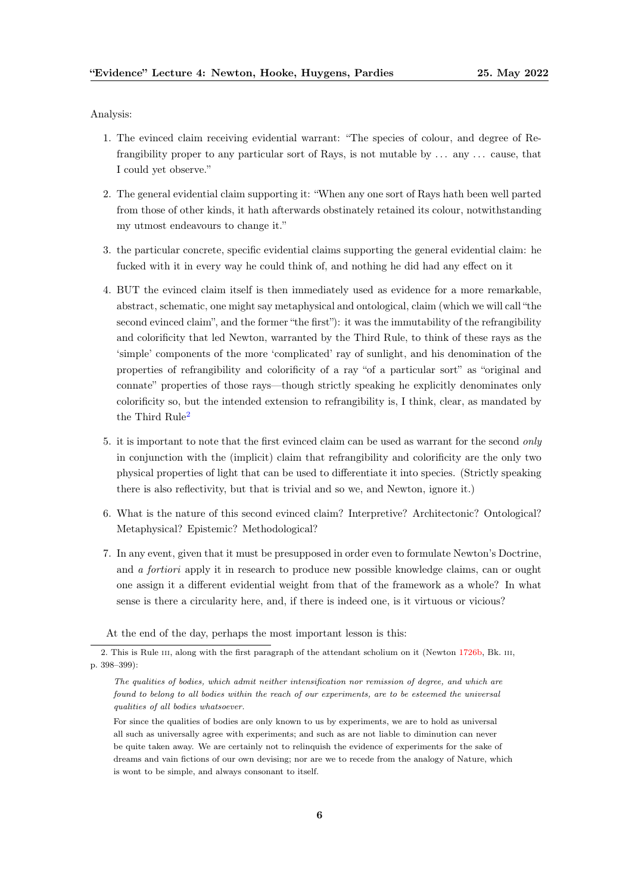Analysis:

1. The evinced claim receiving evidential warrant: "The species of colour, and degree of Refrangibility proper to any particular sort of Rays, is not mutable by . . . any . . . cause, that I could yet observe."

2. The general evidential claim supporting it: "When any one sort of Rays hath been well parted from those of other kinds, it hath afterwards obstinately retained its colour, notwithstanding my utmost endeavours to change it."

3. the particular concrete, specific evidential claims supporting the general evidential claim: he fucked with it in every way he could think of, and nothing he did had any effect on it

4. BUT the evinced claim itself is then immediately used as evidence for a more remarkable, abstract, schematic, one might say metaphysical and ontological, claim (which we will call "the second evinced claim", and the former "the first"): it was the immutability of the refrangibility and colorificity that led Newton, warranted by the Third Rule, to think of these rays as the 'simple' components of the more 'complicated' ray of sunlight, and his denomination of the properties of refrangibility and colorificity of a ray "of a particular sort" as "original and connate" properties of those rays—though strictly speaking he explicitly denominates only colorificity so, but the intended extension to refrangibility is, I think, clear, as mandated by the Third Rule[2]

5. it is important to note that the first evinced claim can be used as warrant for the second *only* in conjunction with the (implicit) claim that refrangibility and colorificity are the only two physical properties of light that can be used to differentiate it into species. (Strictly speaking there is also reflectivity, but that is trivial and so we, and Newton, ignore it.)

6. What is the nature of this second evinced claim? Interpretive? Architectonic? Ontological? Metaphysical? Epistemic? Methodological?

7. In any event, given that it must be presupposed in order even to formulate Newton's Doctrine, and *a fortiori* apply it in research to produce new possible knowledge claims, can or ought one assign it a different evidential weight from that of the framework as a whole? In what sense is there a circularity here, and, if there is indeed one, is it virtuous or vicious?

At the end of the day, perhaps the most important lesson is this:

---

2. This is Rule III, along with the first paragraph of the attendant scholium on it (Newton 1726b, Bk. III, p. 398–399):

> *The qualities of bodies, which admit neither intensification nor remission of degree, and which are found to belong to all bodies within the reach of our experiments, are to be esteemed the universal qualities of all bodies whatsoever.*
>
> For since the qualities of bodies are only known to us by experiments, we are to hold as universal all such as universally agree with experiments; and such as are not liable to diminution can never be quite taken away. We are certainly not to relinquish the evidence of experiments for the sake of dreams and vain fictions of our own devising; nor are we to recede from the analogy of Nature, which is wont to be simple, and always consonant to itself.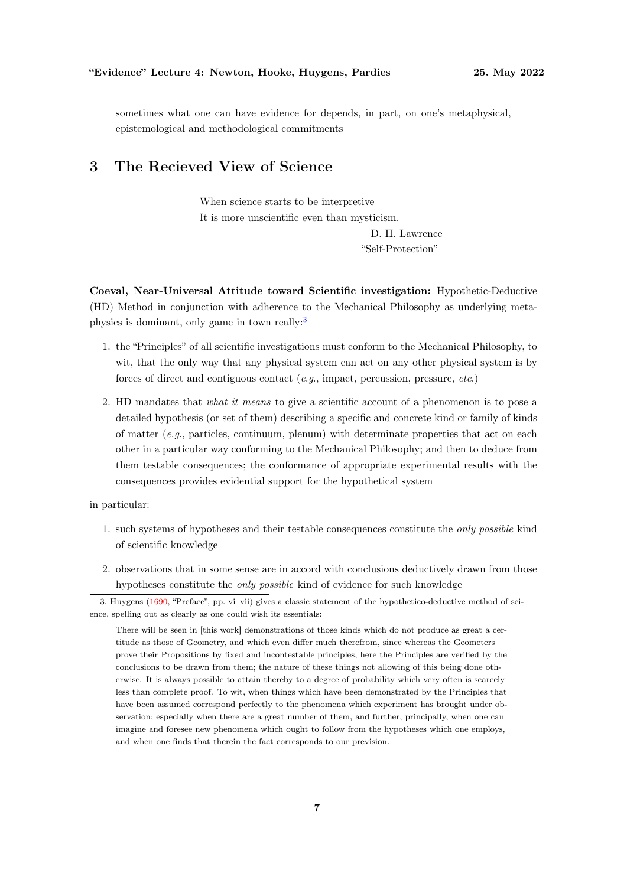sometimes what one can have evidence for depends, in part, on one's metaphysical, epistemological and methodological commitments

# 3 The Recieved View of Science

> When science starts to be interpretive
> It is more unscientific even than mysticism.
>
> – D. H. Lawrence
> "Self-Protection"

**Coeval, Near-Universal Attitude toward Scientific investigation:** Hypothetic-Deductive (HD) Method in conjunction with adherence to the Mechanical Philosophy as underlying metaphysics is dominant, only game in town really:[3]

1. the "Principles" of all scientific investigations must conform to the Mechanical Philosophy, to wit, that the only way that any physical system can act on any other physical system is by forces of direct and contiguous contact (*e.g.*, impact, percussion, pressure, *etc.*)
2. HD mandates that *what it means* to give a scientific account of a phenomenon is to pose a detailed hypothesis (or set of them) describing a specific and concrete kind or family of kinds of matter (*e.g.*, particles, continuum, plenum) with determinate properties that act on each other in a particular way conforming to the Mechanical Philosophy; and then to deduce from them testable consequences; the conformance of appropriate experimental results with the consequences provides evidential support for the hypothetical system

in particular:

1. such systems of hypotheses and their testable consequences constitute the *only possible* kind of scientific knowledge
2. observations that in some sense are in accord with conclusions deductively drawn from those hypotheses constitute the *only possible* kind of evidence for such knowledge

---

3. Huygens (1690, "Preface", pp. vi–vii) gives a classic statement of the hypothetico-deductive method of science, spelling out as clearly as one could wish its essentials:

> There will be seen in [this work] demonstrations of those kinds which do not produce as great a certitude as those of Geometry, and which even differ much therefrom, since whereas the Geometers prove their Propositions by fixed and incontestable principles, here the Principles are verified by the conclusions to be drawn from them; the nature of these things not allowing of this being done otherwise. It is always possible to attain thereby to a degree of probability which very often is scarcely less than complete proof. To wit, when things which have been demonstrated by the Principles that have been assumed correspond perfectly to the phenomena which experiment has brought under observation; especially when there are a great number of them, and further, principally, when one can imagine and foresee new phenomena which ought to follow from the hypotheses which one employs, and when one finds that therein the fact corresponds to our prevision.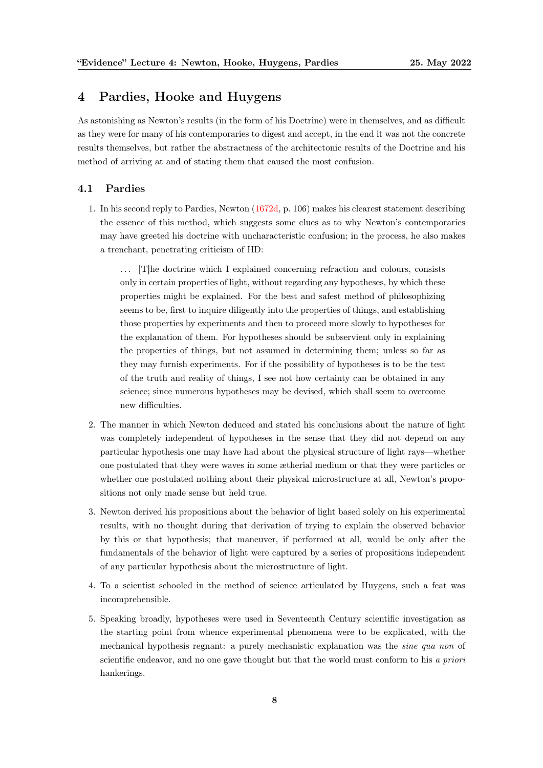## 4 Pardies, Hooke and Huygens

As astonishing as Newton's results (in the form of his Doctrine) were in themselves, and as difficult as they were for many of his contemporaries to digest and accept, in the end it was not the concrete results themselves, but rather the abstractness of the architectonic results of the Doctrine and his method of arriving at and of stating them that caused the most confusion.

### 4.1 Pardies

1. In his second reply to Pardies, Newton (1672d, p. 106) makes his clearest statement describing the essence of this method, which suggests some clues as to why Newton's contemporaries may have greeted his doctrine with uncharacteristic confusion; in the process, he also makes a trenchant, penetrating criticism of HD:

   > ... [T]he doctrine which I explained concerning refraction and colours, consists only in certain properties of light, without regarding any hypotheses, by which these properties might be explained. For the best and safest method of philosophizing seems to be, first to inquire diligently into the properties of things, and establishing those properties by experiments and then to proceed more slowly to hypotheses for the explanation of them. For hypotheses should be subservient only in explaining the properties of things, but not assumed in determining them; unless so far as they may furnish experiments. For if the possibility of hypotheses is to be the test of the truth and reality of things, I see not how certainty can be obtained in any science; since numerous hypotheses may be devised, which shall seem to overcome new difficulties.

2. The manner in which Newton deduced and stated his conclusions about the nature of light was completely independent of hypotheses in the sense that they did not depend on any particular hypothesis one may have had about the physical structure of light rays—whether one postulated that they were waves in some ætherial medium or that they were particles or whether one postulated nothing about their physical microstructure at all, Newton's propositions not only made sense but held true.

3. Newton derived his propositions about the behavior of light based solely on his experimental results, with no thought during that derivation of trying to explain the observed behavior by this or that hypothesis; that maneuver, if performed at all, would be only after the fundamentals of the behavior of light were captured by a series of propositions independent of any particular hypothesis about the microstructure of light.

4. To a scientist schooled in the method of science articulated by Huygens, such a feat was incomprehensible.

5. Speaking broadly, hypotheses were used in Seventeenth Century scientific investigation as the starting point from whence experimental phenomena were to be explicated, with the mechanical hypothesis regnant: a purely mechanistic explanation was the *sine qua non* of scientific endeavor, and no one gave thought but that the world must conform to his *a priori* hankerings.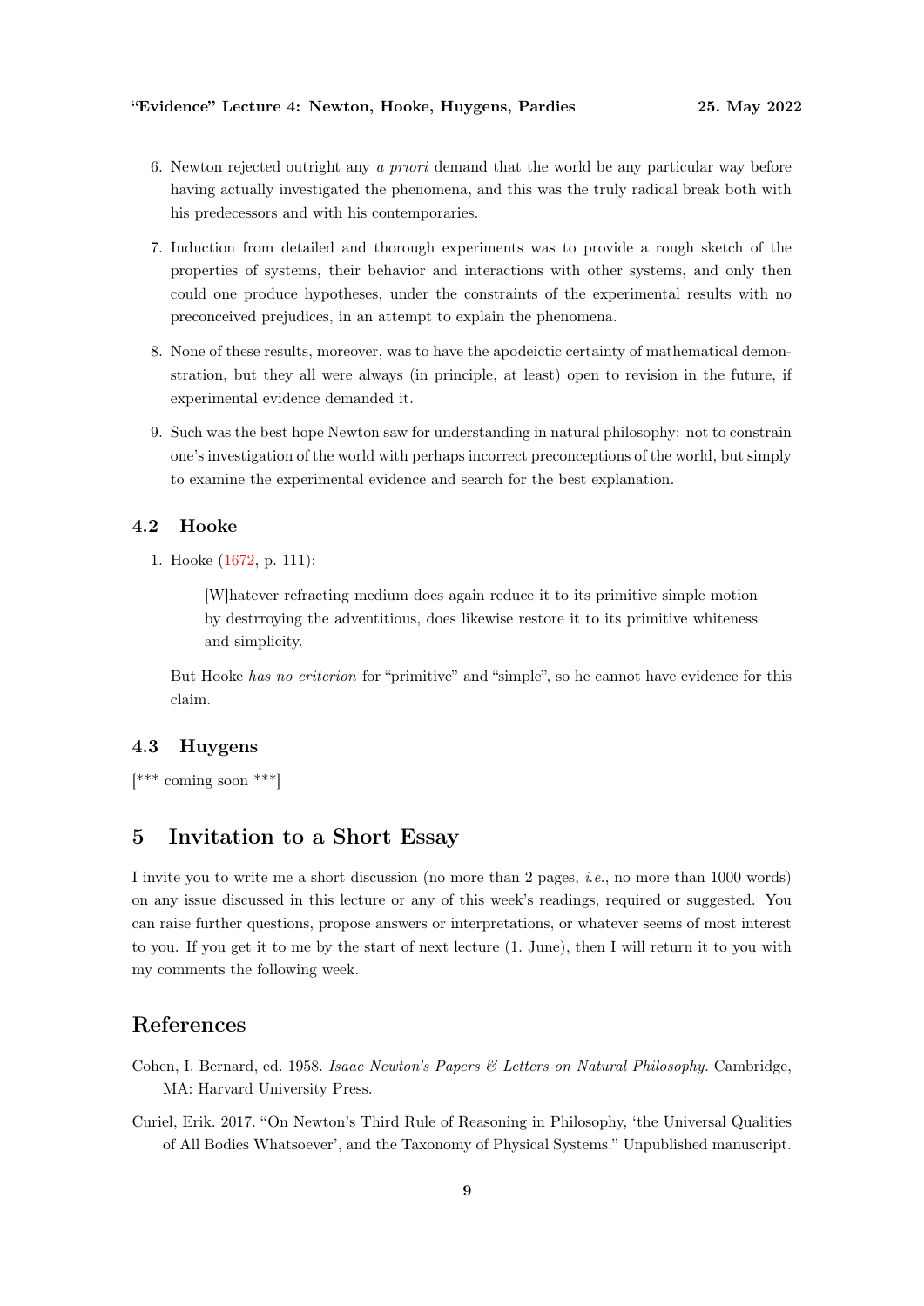6. Newton rejected outright any *a priori* demand that the world be any particular way before having actually investigated the phenomena, and this was the truly radical break both with his predecessors and with his contemporaries.

7. Induction from detailed and thorough experiments was to provide a rough sketch of the properties of systems, their behavior and interactions with other systems, and only then could one produce hypotheses, under the constraints of the experimental results with no preconceived prejudices, in an attempt to explain the phenomena.

8. None of these results, moreover, was to have the apodeictic certainty of mathematical demonstration, but they all were always (in principle, at least) open to revision in the future, if experimental evidence demanded it.

9. Such was the best hope Newton saw for understanding in natural philosophy: not to constrain one's investigation of the world with perhaps incorrect preconceptions of the world, but simply to examine the experimental evidence and search for the best explanation.

### 4.2 Hooke

1. Hooke (1672, p. 111):

   > [W]hatever refracting medium does again reduce it to its primitive simple motion by destrroying the adventitious, does likewise restore it to its primitive whiteness and simplicity.

   But Hooke *has no criterion* for "primitive" and "simple", so he cannot have evidence for this claim.

### 4.3 Huygens

[*** coming soon ***]

## 5 Invitation to a Short Essay

I invite you to write me a short discussion (no more than 2 pages, *i.e.*, no more than 1000 words) on any issue discussed in this lecture or any of this week's readings, required or suggested. You can raise further questions, propose answers or interpretations, or whatever seems of most interest to you. If you get it to me by the start of next lecture (1. June), then I will return it to you with my comments the following week.

## References

Cohen, I. Bernard, ed. 1958. *Isaac Newton's Papers & Letters on Natural Philosophy.* Cambridge, MA: Harvard University Press.

Curiel, Erik. 2017. "On Newton's Third Rule of Reasoning in Philosophy, 'the Universal Qualities of All Bodies Whatsoever', and the Taxonomy of Physical Systems." Unpublished manuscript.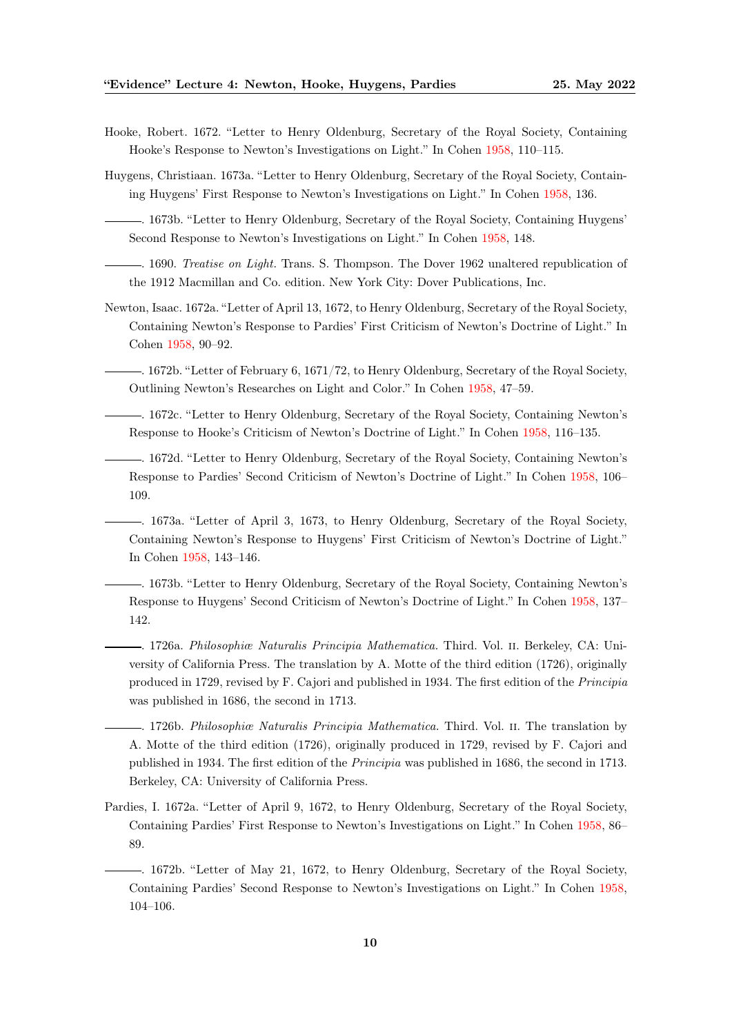Hooke, Robert. 1672. “Letter to Henry Oldenburg, Secretary of the Royal Society, Containing Hooke’s Response to Newton’s Investigations on Light.” In Cohen 1958, 110–115.

Huygens, Christiaan. 1673a. “Letter to Henry Oldenburg, Secretary of the Royal Society, Containing Huygens’ First Response to Newton’s Investigations on Light.” In Cohen 1958, 136.

———. 1673b. “Letter to Henry Oldenburg, Secretary of the Royal Society, Containing Huygens’ Second Response to Newton’s Investigations on Light.” In Cohen 1958, 148.

———. 1690. *Treatise on Light.* Trans. S. Thompson. The Dover 1962 unaltered republication of the 1912 Macmillan and Co. edition. New York City: Dover Publications, Inc.

Newton, Isaac. 1672a. “Letter of April 13, 1672, to Henry Oldenburg, Secretary of the Royal Society, Containing Newton’s Response to Pardies’ First Criticism of Newton’s Doctrine of Light.” In Cohen 1958, 90–92.

———. 1672b. “Letter of February 6, 1671/72, to Henry Oldenburg, Secretary of the Royal Society, Outlining Newton’s Researches on Light and Color.” In Cohen 1958, 47–59.

———. 1672c. “Letter to Henry Oldenburg, Secretary of the Royal Society, Containing Newton’s Response to Hooke’s Criticism of Newton’s Doctrine of Light.” In Cohen 1958, 116–135.

———. 1672d. “Letter to Henry Oldenburg, Secretary of the Royal Society, Containing Newton’s Response to Pardies’ Second Criticism of Newton’s Doctrine of Light.” In Cohen 1958, 106–109.

———. 1673a. “Letter of April 3, 1673, to Henry Oldenburg, Secretary of the Royal Society, Containing Newton’s Response to Huygens’ First Criticism of Newton’s Doctrine of Light.” In Cohen 1958, 143–146.

———. 1673b. “Letter to Henry Oldenburg, Secretary of the Royal Society, Containing Newton’s Response to Huygens’ Second Criticism of Newton’s Doctrine of Light.” In Cohen 1958, 137–142.

———. 1726a. *Philosophiæ Naturalis Principia Mathematica.* Third. Vol. II. Berkeley, CA: University of California Press. The translation by A. Motte of the third edition (1726), originally produced in 1729, revised by F. Cajori and published in 1934. The first edition of the *Principia* was published in 1686, the second in 1713.

———. 1726b. *Philosophiæ Naturalis Principia Mathematica.* Third. Vol. II. The translation by A. Motte of the third edition (1726), originally produced in 1729, revised by F. Cajori and published in 1934. The first edition of the *Principia* was published in 1686, the second in 1713. Berkeley, CA: University of California Press.

Pardies, I. 1672a. “Letter of April 9, 1672, to Henry Oldenburg, Secretary of the Royal Society, Containing Pardies’ First Response to Newton’s Investigations on Light.” In Cohen 1958, 86–89.

———. 1672b. “Letter of May 21, 1672, to Henry Oldenburg, Secretary of the Royal Society, Containing Pardies’ Second Response to Newton’s Investigations on Light.” In Cohen 1958, 104–106.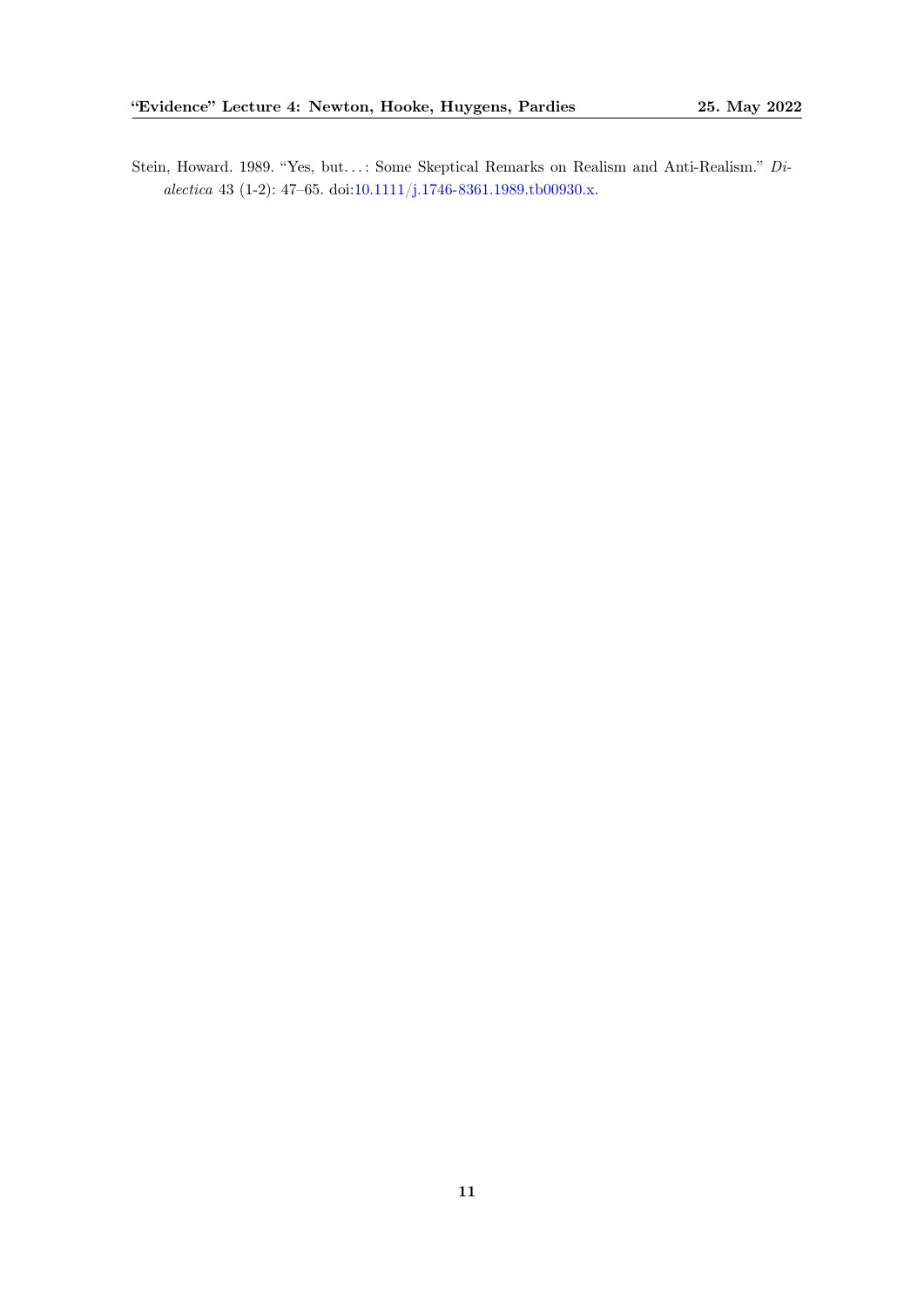Stein, Howard. 1989. "Yes, but. . . : Some Skeptical Remarks on Realism and Anti-Realism." *Dialectica* 43 (1-2): 47–65. doi:10.1111/j.1746-8361.1989.tb00930.x.